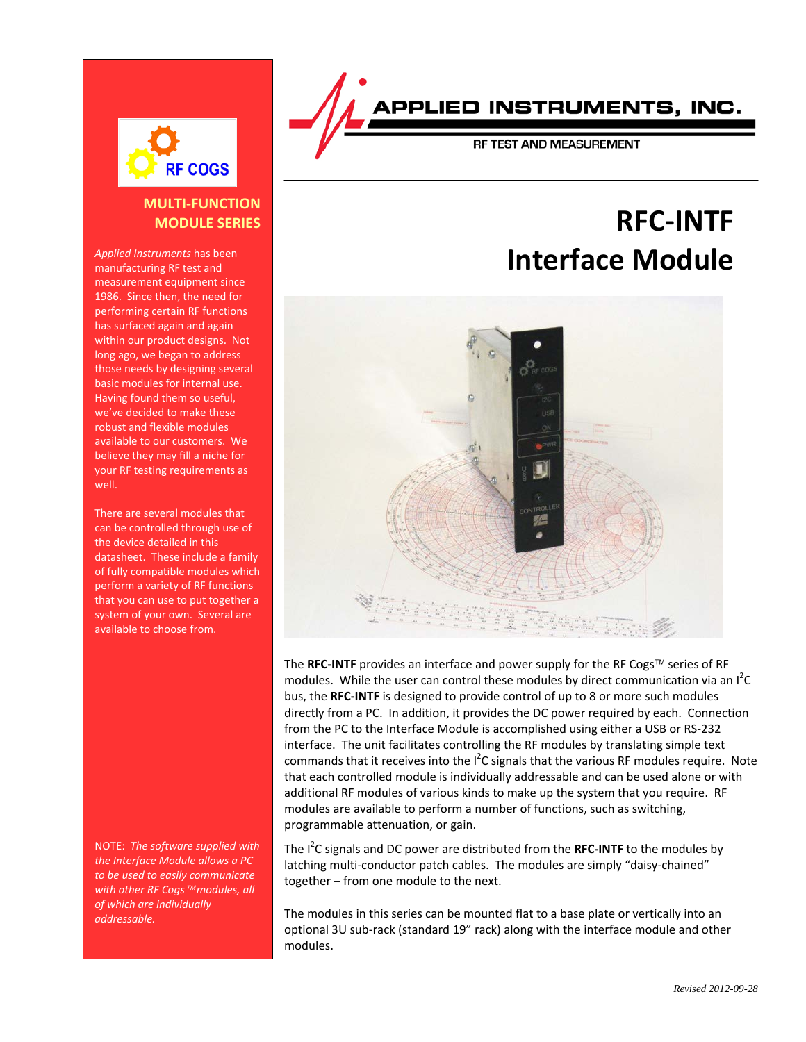APPLIED INSTRUMENTS, INC.

RF TEST AND MEASUREMENT

# RFC-INTF Interface Module

The **RFC-INTF** provides an interface and power supply for the RF Cogs™ series of RF modules. While the user can control these modules by direct communication via an I$^2$C bus, the **RFC-INTF** is designed to provide control of up to 8 or more such modules directly from a PC. In addition, it provides the DC power required by each. Connection from the PC to the Interface Module is accomplished using either a USB or RS-232 interface. The unit facilitates controlling the RF modules by translating simple text commands that it receives into the I$^2$C signals that the various RF modules require. Note that each controlled module is individually addressable and can be used alone or with additional RF modules of various kinds to make up the system that you require. RF modules are available to perform a number of functions, such as switching, programmable attenuation, or gain.

The I$^2$C signals and DC power are distributed from the **RFC-INTF** to the modules by latching multi-conductor patch cables. The modules are simply "daisy-chained" together – from one module to the next.

The modules in this series can be mounted flat to a base plate or vertically into an optional 3U sub-rack (standard 19" rack) along with the interface module and other modules.

RF COGS

**MULTI-FUNCTION MODULE SERIES**

*Applied Instruments* has been manufacturing RF test and measurement equipment since 1986. Since then, the need for performing certain RF functions has surfaced again and again within our product designs. Not long ago, we began to address those needs by designing several basic modules for internal use. Having found them so useful, we've decided to make these robust and flexible modules available to our customers. We believe they may fill a niche for your RF testing requirements as well.

There are several modules that can be controlled through use of the device detailed in this datasheet. These include a family of fully compatible modules which perform a variety of RF functions that you can use to put together a system of your own. Several are available to choose from.

NOTE: *The software supplied with the Interface Module allows a PC to be used to easily communicate with other RF Cogs™ modules, all of which are individually addressable.*

*Revised 2012-09-28*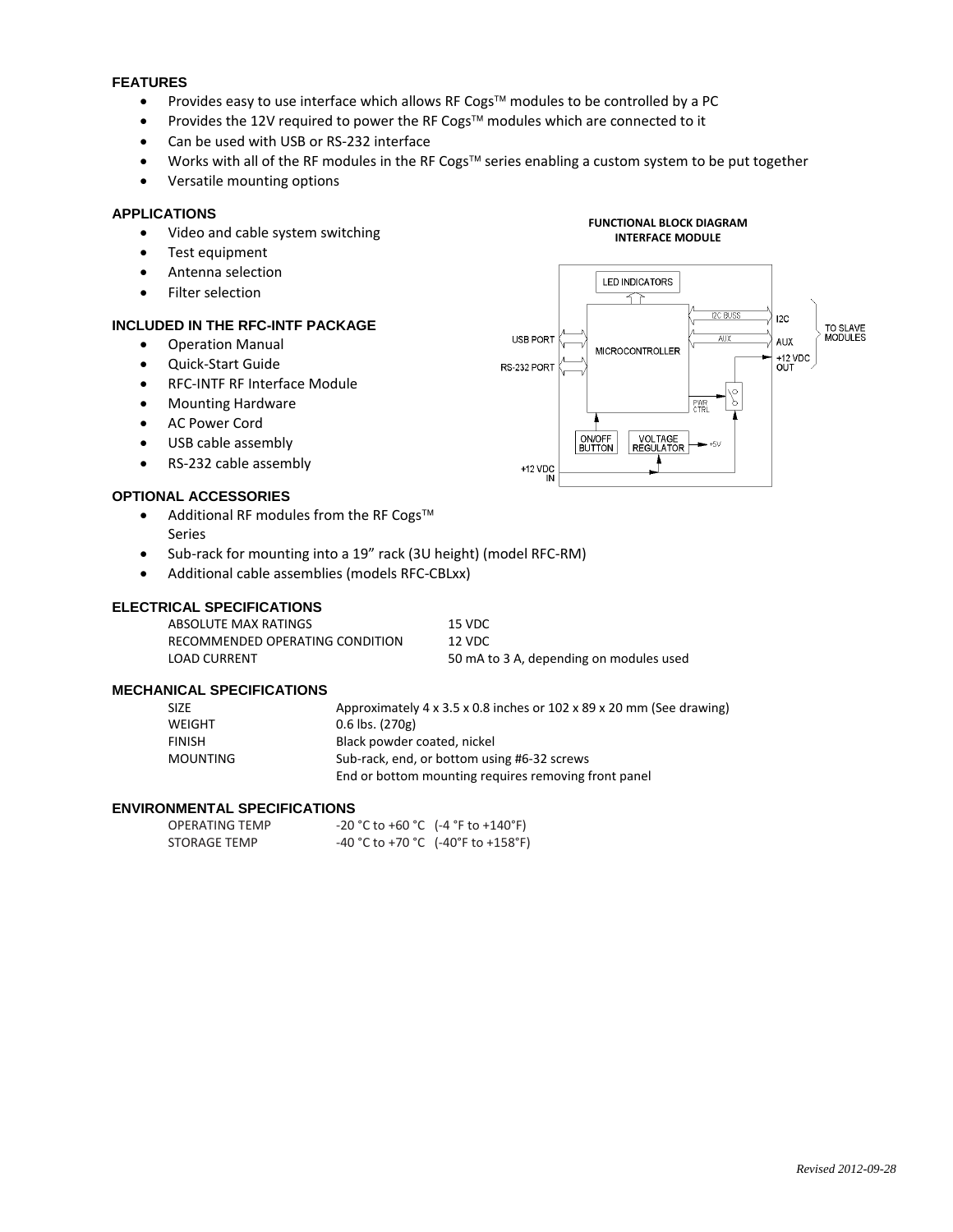### FEATURES

- Provides easy to use interface which allows RF Cogs™ modules to be controlled by a PC
- Provides the 12V required to power the RF Cogs™ modules which are connected to it
- Can be used with USB or RS-232 interface
- Works with all of the RF modules in the RF Cogs™ series enabling a custom system to be put together
- Versatile mounting options

### APPLICATIONS

- Video and cable system switching
- Test equipment
- Antenna selection
- Filter selection

**FUNCTIONAL BLOCK DIAGRAM**
**INTERFACE MODULE**

LED INDICATORS
USB PORT
RS-232 PORT
MICROCONTROLLER
I2C BUSS
AUX
I2C
AUX
+12 VDC OUT
TO SLAVE MODULES
PWR CTRL
ON/OFF BUTTON
VOLTAGE REGULATOR
+5V
+12 VDC IN

### INCLUDED IN THE RFC-INTF PACKAGE

- Operation Manual
- Quick-Start Guide
- RFC-INTF RF Interface Module
- Mounting Hardware
- AC Power Cord
- USB cable assembly
- RS-232 cable assembly

### OPTIONAL ACCESSORIES

- Additional RF modules from the RF Cogs™ Series
- Sub-rack for mounting into a 19" rack (3U height) (model RFC-RM)
- Additional cable assemblies (models RFC-CBLxx)

### ELECTRICAL SPECIFICATIONS

| | |
|---|---|
| ABSOLUTE MAX RATINGS | 15 VDC |
| RECOMMENDED OPERATING CONDITION | 12 VDC |
| LOAD CURRENT | 50 mA to 3 A, depending on modules used |

### MECHANICAL SPECIFICATIONS

| | |
|---|---|
| SIZE | Approximately 4 x 3.5 x 0.8 inches or 102 x 89 x 20 mm (See drawing) |
| WEIGHT | 0.6 lbs. (270g) |
| FINISH | Black powder coated, nickel |
| MOUNTING | Sub-rack, end, or bottom using #6-32 screws<br>End or bottom mounting requires removing front panel |

### ENVIRONMENTAL SPECIFICATIONS

| | |
|---|---|
| OPERATING TEMP | -20 °C to +60 °C (-4 °F to +140°F) |
| STORAGE TEMP | -40 °C to +70 °C (-40°F to +158°F) |

*Revised 2012-09-28*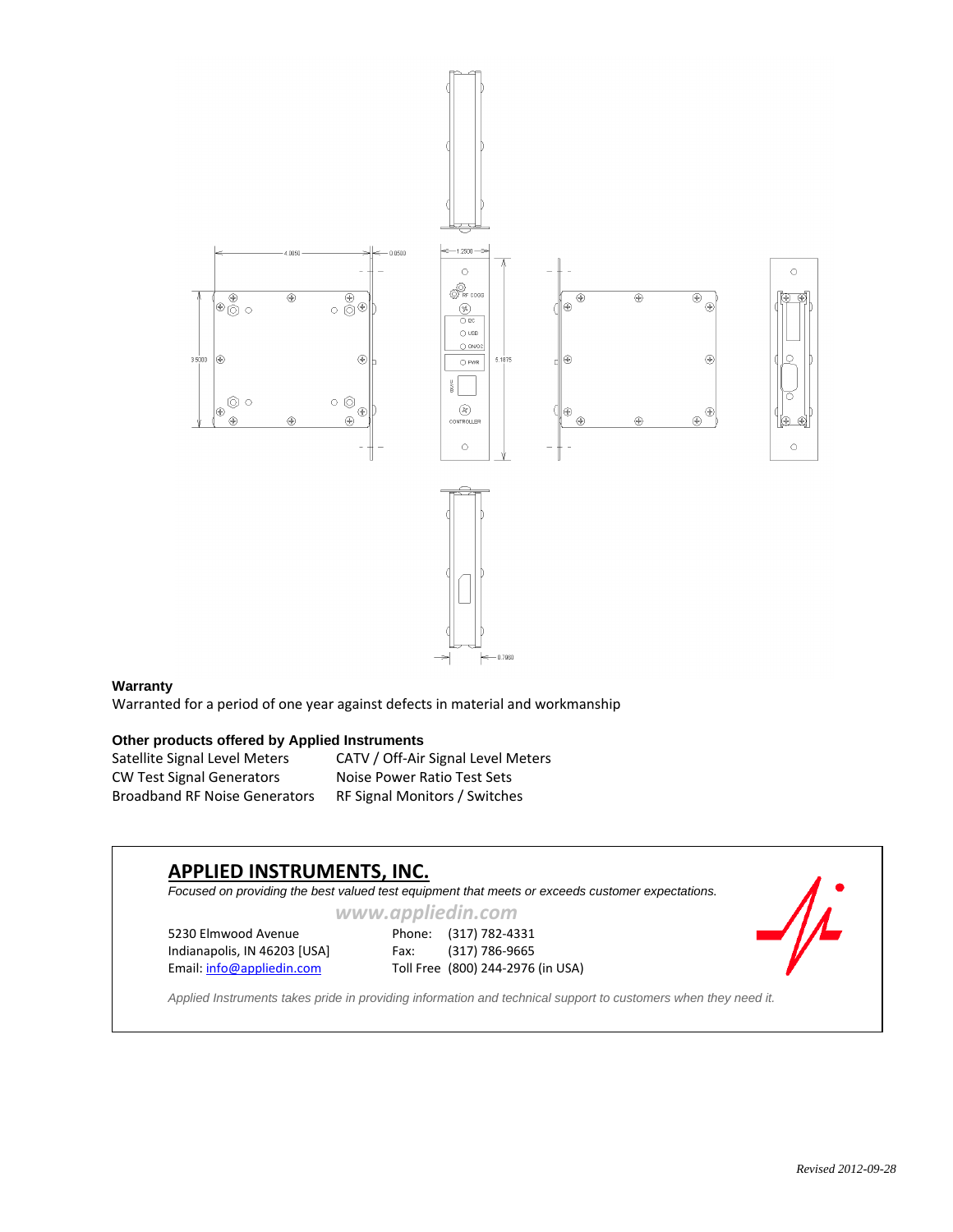4.0050

0.0500

1.2500

3.5000

5.1875

0.7080

RF COGS

DC

USB

ON/OO

PWR

CONTROLLER

**Warranty**

Warranted for a period of one year against defects in material and workmanship

**Other products offered by Applied Instruments**

| | |
|---|---|
| Satellite Signal Level Meters | CATV / Off-Air Signal Level Meters |
| CW Test Signal Generators | Noise Power Ratio Test Sets |
| Broadband RF Noise Generators | RF Signal Monitors / Switches |

## APPLIED INSTRUMENTS, INC.

*Focused on providing the best valued test equipment that meets or exceeds customer expectations.*

***www.appliedin.com***

5230 Elmwood Avenue
Indianapolis, IN 46203 [USA]
Email: info@appliedin.com

Phone: (317) 782-4331
Fax: (317) 786-9665
Toll Free (800) 244-2976 (in USA)

*Applied Instruments takes pride in providing information and technical support to customers when they need it.*

*Revised 2012-09-28*